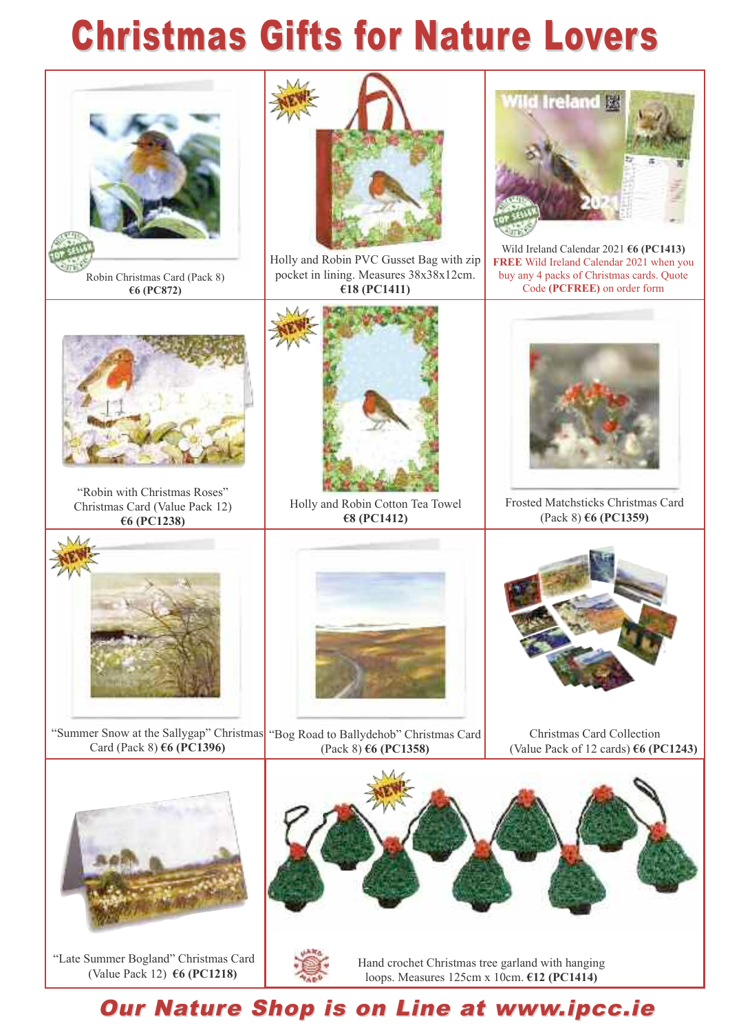# Christmas Gifts for Nature Lovers

Robin Christmas Card (Pack 8)
**€6 (PC872)**

Holly and Robin PVC Gusset Bag with zip pocket in lining. Measures 38x38x12cm.
**€18 (PC1411)**

Wild Ireland Calendar 2021 **€6 (PC1413)**
**FREE** Wild Ireland Calendar 2021 when you buy any 4 packs of Christmas cards. Quote Code **(PCFREE)** on order form

"Robin with Christmas Roses" Christmas Card (Value Pack 12)
**€6 (PC1238)**

Holly and Robin Cotton Tea Towel
**€8 (PC1412)**

Frosted Matchsticks Christmas Card (Pack 8) **€6 (PC1359)**

"Summer Snow at the Sallygap" Christmas Card (Pack 8) **€6 (PC1396)**

"Bog Road to Ballydehob" Christmas Card (Pack 8) **€6 (PC1358)**

Christmas Card Collection (Value Pack of 12 cards) **€6 (PC1243)**

"Late Summer Bogland" Christmas Card (Value Pack 12) **€6 (PC1218)**

Hand crochet Christmas tree garland with hanging loops. Measures 125cm x 10cm. **€12 (PC1414)**

***Our Nature Shop is on Line at www.ipcc.ie***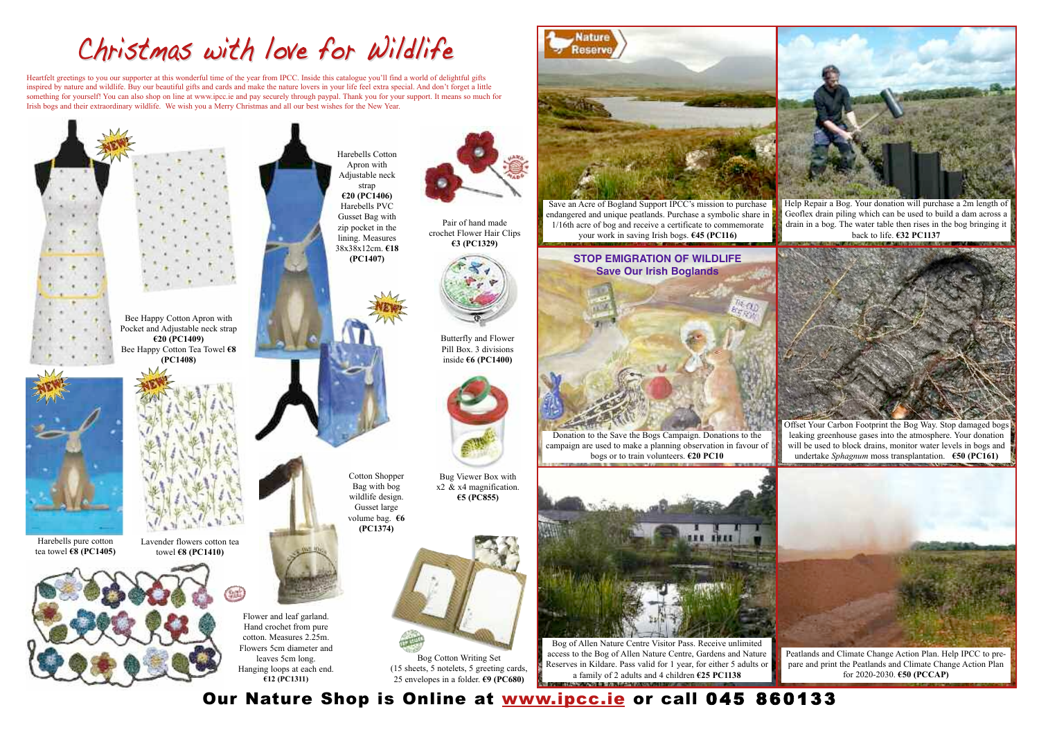# Christmas with love for Wildlife

Heartfelt greetings to you our supporter at this wonderful time of the year from IPCC. Inside this catalogue you'll find a world of delightful gifts inspired by nature and wildlife. Buy our beautiful gifts and cards and make the nature lovers in your life feel extra special. And don't forget a little something for yourself! You can also shop on line at www.ipcc.ie and pay securely through paypal. Thank you for your support. It means so much for Irish bogs and their extraordinary wildlife. We wish you a Merry Christmas and all our best wishes for the New Year.

Bee Happy Cotton Apron with Pocket and Adjustable neck strap **€20 (PC1409)**
Bee Happy Cotton Tea Towel **€8 (PC1408)**

Harebells Cotton Apron with Adjustable neck strap **€20 (PC1406)**
Harebells PVC Gusset Bag with zip pocket in the lining. Measures 38x38x12cm. **€18 (PC1407)**

Pair of hand made crochet Flower Hair Clips **€3 (PC1329)**

Butterfly and Flower Pill Box. 3 divisions inside **€6 (PC1400)**

Harebells pure cotton tea towel **€8 (PC1405)**

Lavender flowers cotton tea towel **€8 (PC1410)**

Cotton Shopper Bag with bog wildlife design. Gusset large volume bag. **€6 (PC1374)**

Bug Viewer Box with x2 & x4 magnification. **€5 (PC855)**

Flower and leaf garland. Hand crochet from pure cotton. Measures 2.25m. Flowers 5cm diameter and leaves 5cm long. Hanging loops at each end. **€12 (PC1311)**

Bog Cotton Writing Set (15 sheets, 5 notelets, 5 greeting cards, 25 envelopes in a folder. **€9 (PC680)**

Save an Acre of Bogland Support IPCC's mission to purchase endangered and unique peatlands. Purchase a symbolic share in 1/16th acre of bog and receive a certificate to commemorate your work in saving Irish bogs. **€45 (PC116)**

Help Repair a Bog. Your donation will purchase a 2m length of Geoflex drain piling which can be used to build a dam across a drain in a bog. The water table then rises in the bog bringing it back to life. **€32 PC1137**

## STOP EMIGRATION OF WILDLIFE
## Save Our Irish Boglands

Donation to the Save the Bogs Campaign. Donations to the campaign are used to make a planning observation in favour of bogs or to train volunteers. **€20 PC10**

Offset Your Carbon Footprint the Bog Way. Stop damaged bogs leaking greenhouse gases into the atmosphere. Your donation will be used to block drains, monitor water levels in bogs and undertake *Sphagnum* moss transplantation. **€50 (PC161)**

Bog of Allen Nature Centre Visitor Pass. Receive unlimited access to the Bog of Allen Nature Centre, Gardens and Nature Reserves in Kildare. Pass valid for 1 year, for either 5 adults or a family of 2 adults and 4 children **€25 PC1138**

Peatlands and Climate Change Action Plan. Help IPCC to prepare and print the Peatlands and Climate Change Action Plan for 2020-2030. **€50 (PCCAP)**

**Our Nature Shop is Online at www.ipcc.ie or call 045 860133**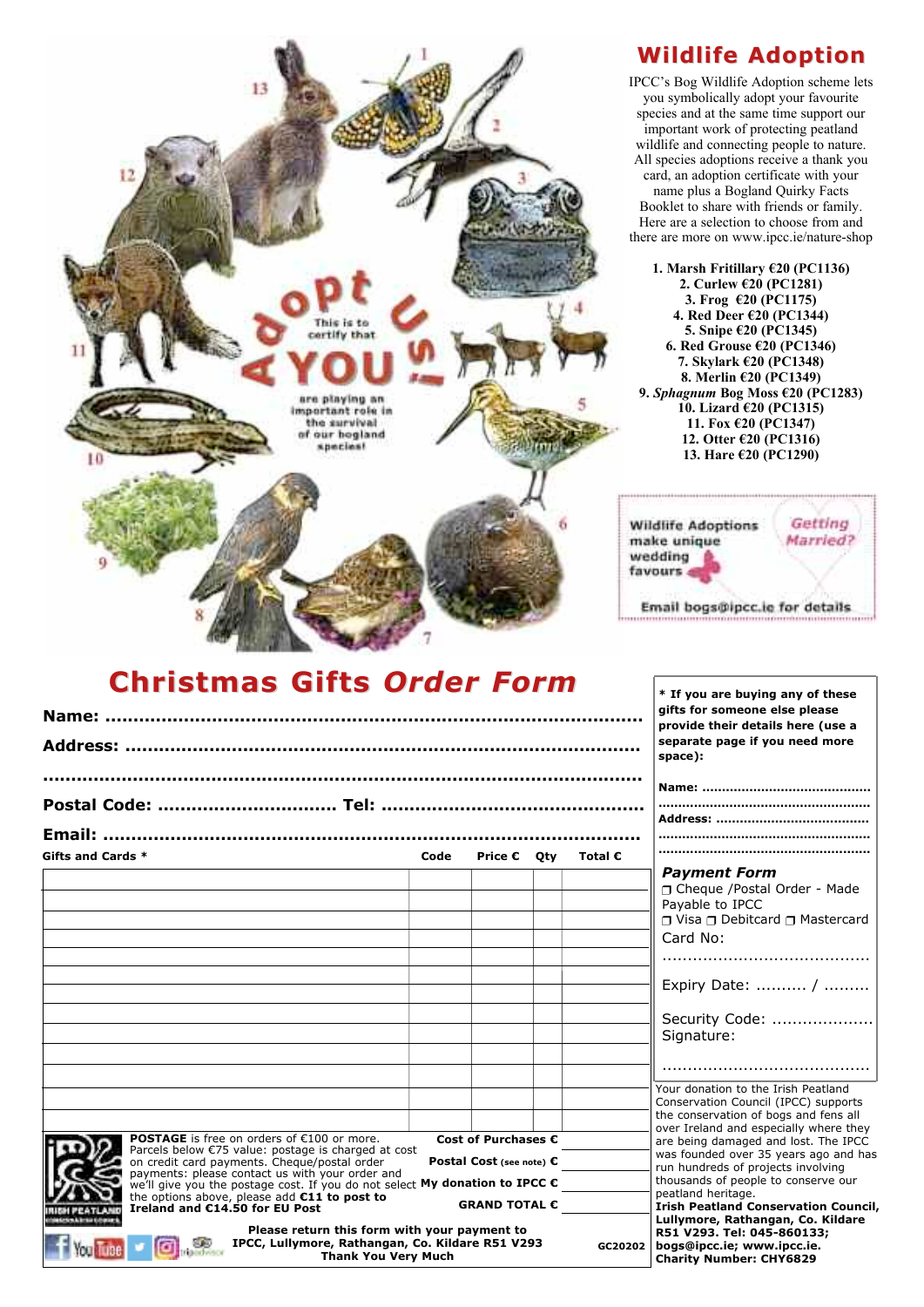## Wildlife Adoption

IPCC's Bog Wildlife Adoption scheme lets you symbolically adopt your favourite species and at the same time support our important work of protecting peatland wildlife and connecting people to nature. All species adoptions receive a thank you card, an adoption certificate with your name plus a Bogland Quirky Facts Booklet to share with friends or family. Here are a selection to choose from and there are more on www.ipcc.ie/nature-shop

1. **Marsh Fritillary €20 (PC1136)**
2. **Curlew €20 (PC1281)**
3. **Frog €20 (PC1175)**
4. **Red Deer €20 (PC1344)**
5. **Snipe €20 (PC1345)**
6. **Red Grouse €20 (PC1346)**
7. **Skylark €20 (PC1348)**
8. **Merlin €20 (PC1349)**
9. ***Sphagnum* Bog Moss €20 (PC1283)**
10. **Lizard €20 (PC1315)**
11. **Fox €20 (PC1347)**
12. **Otter €20 (PC1316)**
13. **Hare €20 (PC1290)**

Adopt Us!

This is to certify that YOU are playing an important role in the survival of our bogland species!

Wildlife Adoptions make unique wedding favours — Getting Married?

Email bogs@ipcc.ie for details

# Christmas Gifts *Order Form*

**Name:** ........................................................................................

**Address:** ........................................................................................

........................................................................................................

**Postal Code:** ............................ **Tel:** .........................................

**Email:** ........................................................................................

| Gifts and Cards * | Code | Price € | Qty | Total € |
|---|---|---|---|---|
| | | | | |
| | | | | |
| | | | | |
| | | | | |
| | | | | |
| | | | | |
| | | | | |
| | | | | |
| | | | | |
| | | | | |
| | | | | |
| | | | | |
| | | | | |

**POSTAGE** is free on orders of €100 or more. Parcels below €75 value: postage is charged at cost on credit card payments. Cheque/postal order payments: please contact us with your order and we'll give you the postage cost. If you do not select the options above, please add **€11 to post to Ireland and €14.50 for EU Post**

| | |
|---|---|
| **Cost of Purchases €** | |
| **Postal Cost** (see note) **€** | |
| **My donation to IPCC €** | |
| **GRAND TOTAL €** | |

**Please return this form with your payment to IPCC, Lullymore, Rathangan, Co. Kildare R51 V293**
**Thank You Very Much**

GC20202

**\* If you are buying any of these gifts for someone else please provide their details here (use a separate page if you need more space):**

**Name:** ..........................................

..........................................

**Address:** ..........................................

..........................................

..........................................

### *Payment Form*

❒ Cheque /Postal Order - Made Payable to IPCC

❒ Visa ❒ Debitcard ❒ Mastercard

Card No:

..........................................

Expiry Date: .......... / .........

Security Code: ....................

Signature:

..........................................

Your donation to the Irish Peatland Conservation Council (IPCC) supports the conservation of bogs and fens all over Ireland and especially where they are being damaged and lost. The IPCC was founded over 35 years ago and has run hundreds of projects involving thousands of people to conserve our peatland heritage.

**Irish Peatland Conservation Council, Lullymore, Rathangan, Co. Kildare R51 V293. Tel: 045-860133; bogs@ipcc.ie; www.ipcc.ie. Charity Number: CHY6829**